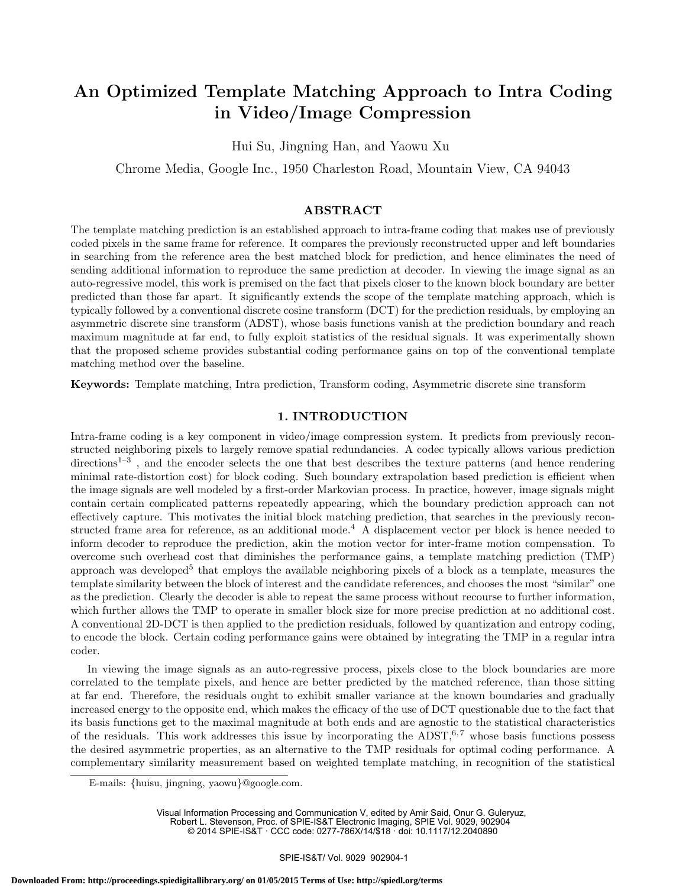# An Optimized Template Matching Approach to Intra Coding in Video/Image Compression

Hui Su, Jingning Han, and Yaowu Xu

Chrome Media, Google Inc., 1950 Charleston Road, Mountain View, CA 94043

## ABSTRACT

The template matching prediction is an established approach to intra-frame coding that makes use of previously coded pixels in the same frame for reference. It compares the previously reconstructed upper and left boundaries in searching from the reference area the best matched block for prediction, and hence eliminates the need of sending additional information to reproduce the same prediction at decoder. In viewing the image signal as an auto-regressive model, this work is premised on the fact that pixels closer to the known block boundary are better predicted than those far apart. It significantly extends the scope of the template matching approach, which is typically followed by a conventional discrete cosine transform (DCT) for the prediction residuals, by employing an asymmetric discrete sine transform (ADST), whose basis functions vanish at the prediction boundary and reach maximum magnitude at far end, to fully exploit statistics of the residual signals. It was experimentally shown that the proposed scheme provides substantial coding performance gains on top of the conventional template matching method over the baseline.

**Keywords:** Template matching, Intra prediction, Transform coding, Asymmetric discrete sine transform

## 1. INTRODUCTION

Intra-frame coding is a key component in video/image compression system. It predicts from previously reconstructed neighboring pixels to largely remove spatial redundancies. A codec typically allows various prediction directions[1–3], and the encoder selects the one that best describes the texture patterns (and hence rendering minimal rate-distortion cost) for block coding. Such boundary extrapolation based prediction is efficient when the image signals are well modeled by a first-order Markovian process. In practice, however, image signals might contain certain complicated patterns repeatedly appearing, which the boundary prediction approach can not effectively capture. This motivates the initial block matching prediction, that searches in the previously reconstructed frame area for reference, as an additional mode.[4] A displacement vector per block is hence needed to inform decoder to reproduce the prediction, akin the motion vector for inter-frame motion compensation. To overcome such overhead cost that diminishes the performance gains, a template matching prediction (TMP) approach was developed[5] that employs the available neighboring pixels of a block as a template, measures the template similarity between the block of interest and the candidate references, and chooses the most "similar" one as the prediction. Clearly the decoder is able to repeat the same process without recourse to further information, which further allows the TMP to operate in smaller block size for more precise prediction at no additional cost. A conventional 2D-DCT is then applied to the prediction residuals, followed by quantization and entropy coding, to encode the block. Certain coding performance gains were obtained by integrating the TMP in a regular intra coder.

In viewing the image signals as an auto-regressive process, pixels close to the block boundaries are more correlated to the template pixels, and hence are better predicted by the matched reference, than those sitting at far end. Therefore, the residuals ought to exhibit smaller variance at the known boundaries and gradually increased energy to the opposite end, which makes the efficacy of the use of DCT questionable due to the fact that its basis functions get to the maximal magnitude at both ends and are agnostic to the statistical characteristics of the residuals. This work addresses this issue by incorporating the ADST,[6,7] whose basis functions possess the desired asymmetric properties, as an alternative to the TMP residuals for optimal coding performance. A complementary similarity measurement based on weighted template matching, in recognition of the statistical

E-mails: {huisu, jingning, yaowu}@google.com.

Visual Information Processing and Communication V, edited by Amir Said, Onur G. Guleryuz, Robert L. Stevenson, Proc. of SPIE-IS&T Electronic Imaging, SPIE Vol. 9029, 902904
© 2014 SPIE-IS&T · CCC code: 0277-786X/14/$18 · doi: 10.1117/12.2040890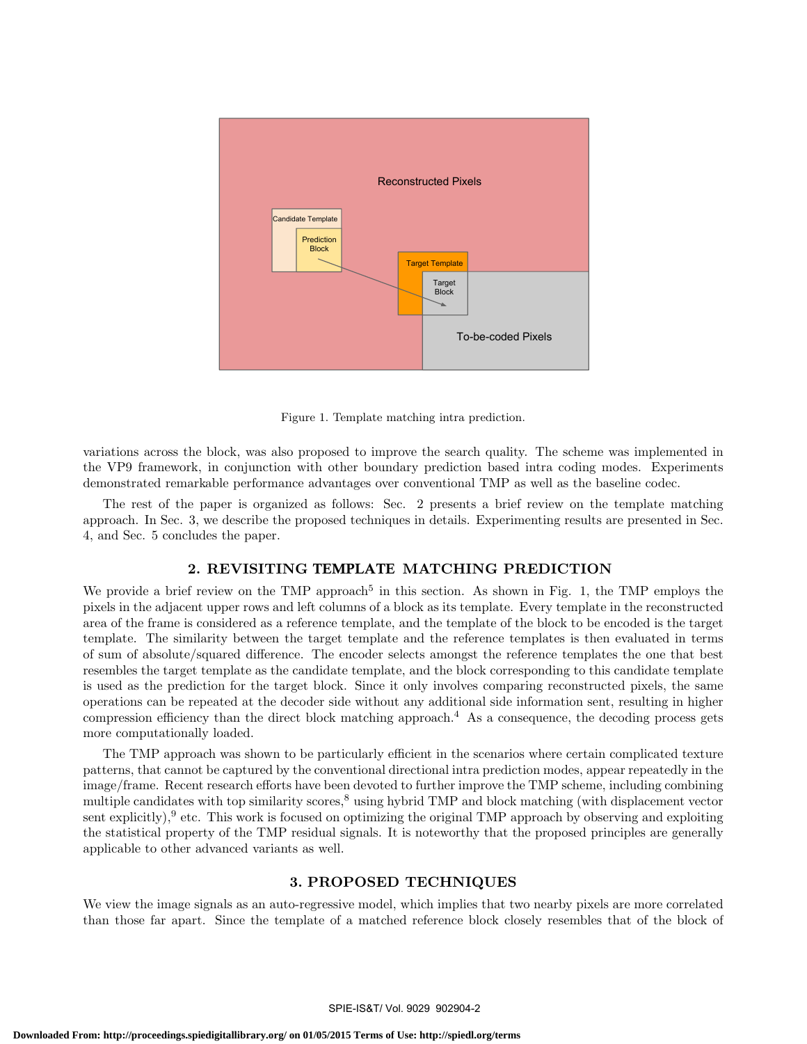Figure 1. Template matching intra prediction.

variations across the block, was also proposed to improve the search quality. The scheme was implemented in the VP9 framework, in conjunction with other boundary prediction based intra coding modes. Experiments demonstrated remarkable performance advantages over conventional TMP as well as the baseline codec.

The rest of the paper is organized as follows: Sec. 2 presents a brief review on the template matching approach. In Sec. 3, we describe the proposed techniques in details. Experimenting results are presented in Sec. 4, and Sec. 5 concludes the paper.

## 2. REVISITING TEMPLATE MATCHING PREDICTION

We provide a brief review on the TMP approach[5] in this section. As shown in Fig. 1, the TMP employs the pixels in the adjacent upper rows and left columns of a block as its template. Every template in the reconstructed area of the frame is considered as a reference template, and the template of the block to be encoded is the target template. The similarity between the target template and the reference templates is then evaluated in terms of sum of absolute/squared difference. The encoder selects amongst the reference templates the one that best resembles the target template as the candidate template, and the block corresponding to this candidate template is used as the prediction for the target block. Since it only involves comparing reconstructed pixels, the same operations can be repeated at the decoder side without any additional side information sent, resulting in higher compression efficiency than the direct block matching approach.[4] As a consequence, the decoding process gets more computationally loaded.

The TMP approach was shown to be particularly efficient in the scenarios where certain complicated texture patterns, that cannot be captured by the conventional directional intra prediction modes, appear repeatedly in the image/frame. Recent research efforts have been devoted to further improve the TMP scheme, including combining multiple candidates with top similarity scores,[8] using hybrid TMP and block matching (with displacement vector sent explicitly),[9] etc. This work is focused on optimizing the original TMP approach by observing and exploiting the statistical property of the TMP residual signals. It is noteworthy that the proposed principles are generally applicable to other advanced variants as well.

## 3. PROPOSED TECHNIQUES

We view the image signals as an auto-regressive model, which implies that two nearby pixels are more correlated than those far apart. Since the template of a matched reference block closely resembles that of the block of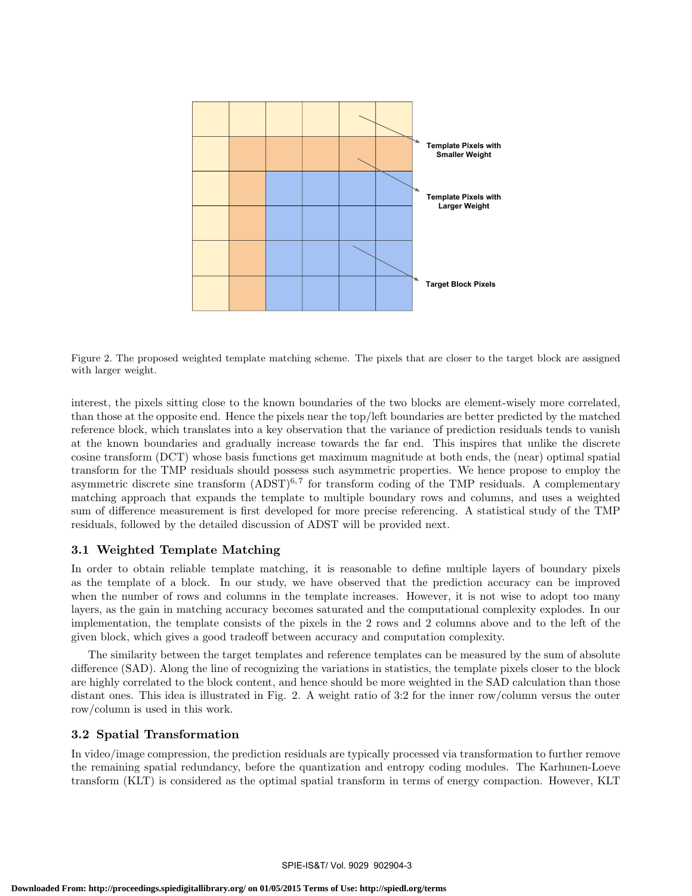Template Pixels with Smaller Weight

Template Pixels with Larger Weight

Target Block Pixels

Figure 2. The proposed weighted template matching scheme. The pixels that are closer to the target block are assigned with larger weight.

interest, the pixels sitting close to the known boundaries of the two blocks are element-wisely more correlated, than those at the opposite end. Hence the pixels near the top/left boundaries are better predicted by the matched reference block, which translates into a key observation that the variance of prediction residuals tends to vanish at the known boundaries and gradually increase towards the far end. This inspires that unlike the discrete cosine transform (DCT) whose basis functions get maximum magnitude at both ends, the (near) optimal spatial transform for the TMP residuals should possess such asymmetric properties. We hence propose to employ the asymmetric discrete sine transform (ADST)[6,7] for transform coding of the TMP residuals. A complementary matching approach that expands the template to multiple boundary rows and columns, and uses a weighted sum of difference measurement is first developed for more precise referencing. A statistical study of the TMP residuals, followed by the detailed discussion of ADST will be provided next.

### 3.1 Weighted Template Matching

In order to obtain reliable template matching, it is reasonable to define multiple layers of boundary pixels as the template of a block. In our study, we have observed that the prediction accuracy can be improved when the number of rows and columns in the template increases. However, it is not wise to adopt too many layers, as the gain in matching accuracy becomes saturated and the computational complexity explodes. In our implementation, the template consists of the pixels in the 2 rows and 2 columns above and to the left of the given block, which gives a good tradeoff between accuracy and computation complexity.

The similarity between the target templates and reference templates can be measured by the sum of absolute difference (SAD). Along the line of recognizing the variations in statistics, the template pixels closer to the block are highly correlated to the block content, and hence should be more weighted in the SAD calculation than those distant ones. This idea is illustrated in Fig. 2. A weight ratio of 3:2 for the inner row/column versus the outer row/column is used in this work.

### 3.2 Spatial Transformation

In video/image compression, the prediction residuals are typically processed via transformation to further remove the remaining spatial redundancy, before the quantization and entropy coding modules. The Karhunen-Loeve transform (KLT) is considered as the optimal spatial transform in terms of energy compaction. However, KLT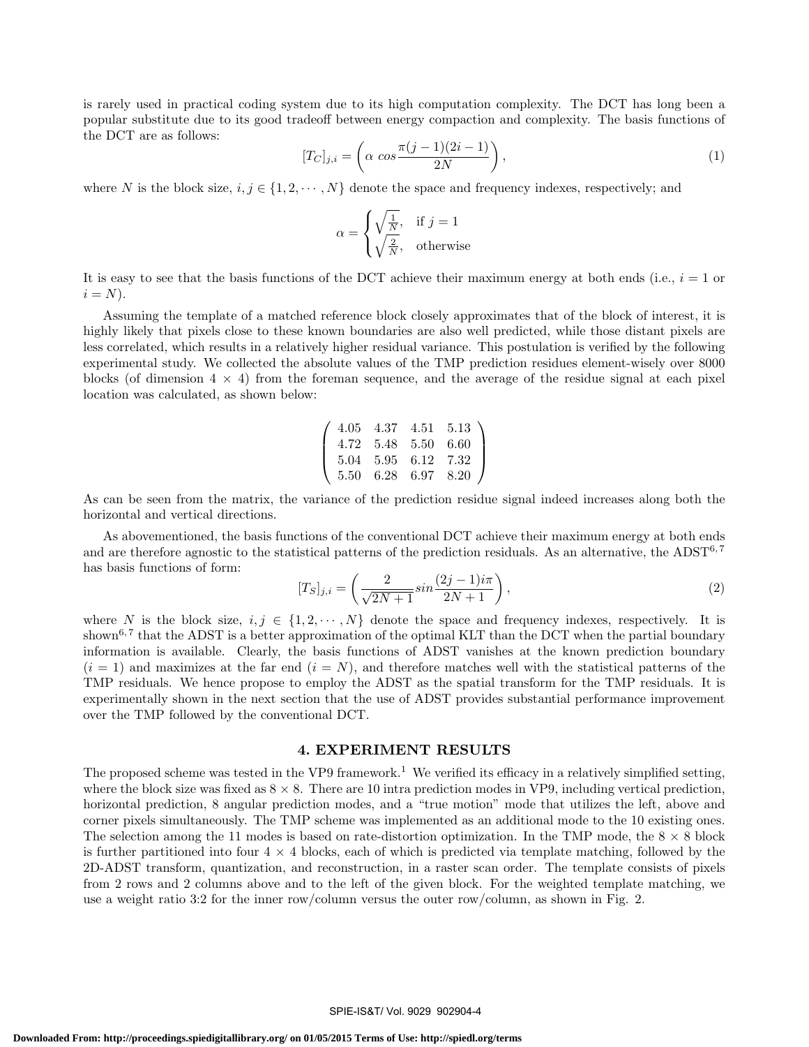is rarely used in practical coding system due to its high computation complexity. The DCT has long been a popular substitute due to its good tradeoff between energy compaction and complexity. The basis functions of the DCT are as follows:

$$[T_C]_{j,i} = \left( \alpha \ cos \frac{\pi(j-1)(2i-1)}{2N} \right), \tag{1}$$

where $N$ is the block size, $i, j \in \{1, 2, \cdots, N\}$ denote the space and frequency indexes, respectively; and

$$\alpha = \begin{cases} \sqrt{\frac{1}{N}}, & \text{if } j = 1 \\ \sqrt{\frac{2}{N}}, & \text{otherwise} \end{cases}$$

It is easy to see that the basis functions of the DCT achieve their maximum energy at both ends (i.e., $i = 1$ or $i = N$).

Assuming the template of a matched reference block closely approximates that of the block of interest, it is highly likely that pixels close to these known boundaries are also well predicted, while those distant pixels are less correlated, which results in a relatively higher residual variance. This postulation is verified by the following experimental study. We collected the absolute values of the TMP prediction residues element-wisely over 8000 blocks (of dimension 4 × 4) from the foreman sequence, and the average of the residue signal at each pixel location was calculated, as shown below:

$$\begin{pmatrix} 4.05 & 4.37 & 4.51 & 5.13 \\ 4.72 & 5.48 & 5.50 & 6.60 \\ 5.04 & 5.95 & 6.12 & 7.32 \\ 5.50 & 6.28 & 6.97 & 8.20 \end{pmatrix}$$

As can be seen from the matrix, the variance of the prediction residue signal indeed increases along both the horizontal and vertical directions.

As abovementioned, the basis functions of the conventional DCT achieve their maximum energy at both ends and are therefore agnostic to the statistical patterns of the prediction residuals. As an alternative, the ADST[6,7] has basis functions of form:

$$[T_S]_{j,i} = \left( \frac{2}{\sqrt{2N+1}} sin \frac{(2j-1)i\pi}{2N+1} \right), \tag{2}$$

where $N$ is the block size, $i, j \in \{1, 2, \cdots, N\}$ denote the space and frequency indexes, respectively. It is shown[6,7] that the ADST is a better approximation of the optimal KLT than the DCT when the partial boundary information is available. Clearly, the basis functions of ADST vanishes at the known prediction boundary ($i = 1$) and maximizes at the far end ($i = N$), and therefore matches well with the statistical patterns of the TMP residuals. We hence propose to employ the ADST as the spatial transform for the TMP residuals. It is experimentally shown in the next section that the use of ADST provides substantial performance improvement over the TMP followed by the conventional DCT.

## 4. EXPERIMENT RESULTS

The proposed scheme was tested in the VP9 framework.[1] We verified its efficacy in a relatively simplified setting, where the block size was fixed as 8 × 8. There are 10 intra prediction modes in VP9, including vertical prediction, horizontal prediction, 8 angular prediction modes, and a "true motion" mode that utilizes the left, above and corner pixels simultaneously. The TMP scheme was implemented as an additional mode to the 10 existing ones. The selection among the 11 modes is based on rate-distortion optimization. In the TMP mode, the 8 × 8 block is further partitioned into four 4 × 4 blocks, each of which is predicted via template matching, followed by the 2D-ADST transform, quantization, and reconstruction, in a raster scan order. The template consists of pixels from 2 rows and 2 columns above and to the left of the given block. For the weighted template matching, we use a weight ratio 3:2 for the inner row/column versus the outer row/column, as shown in Fig. 2.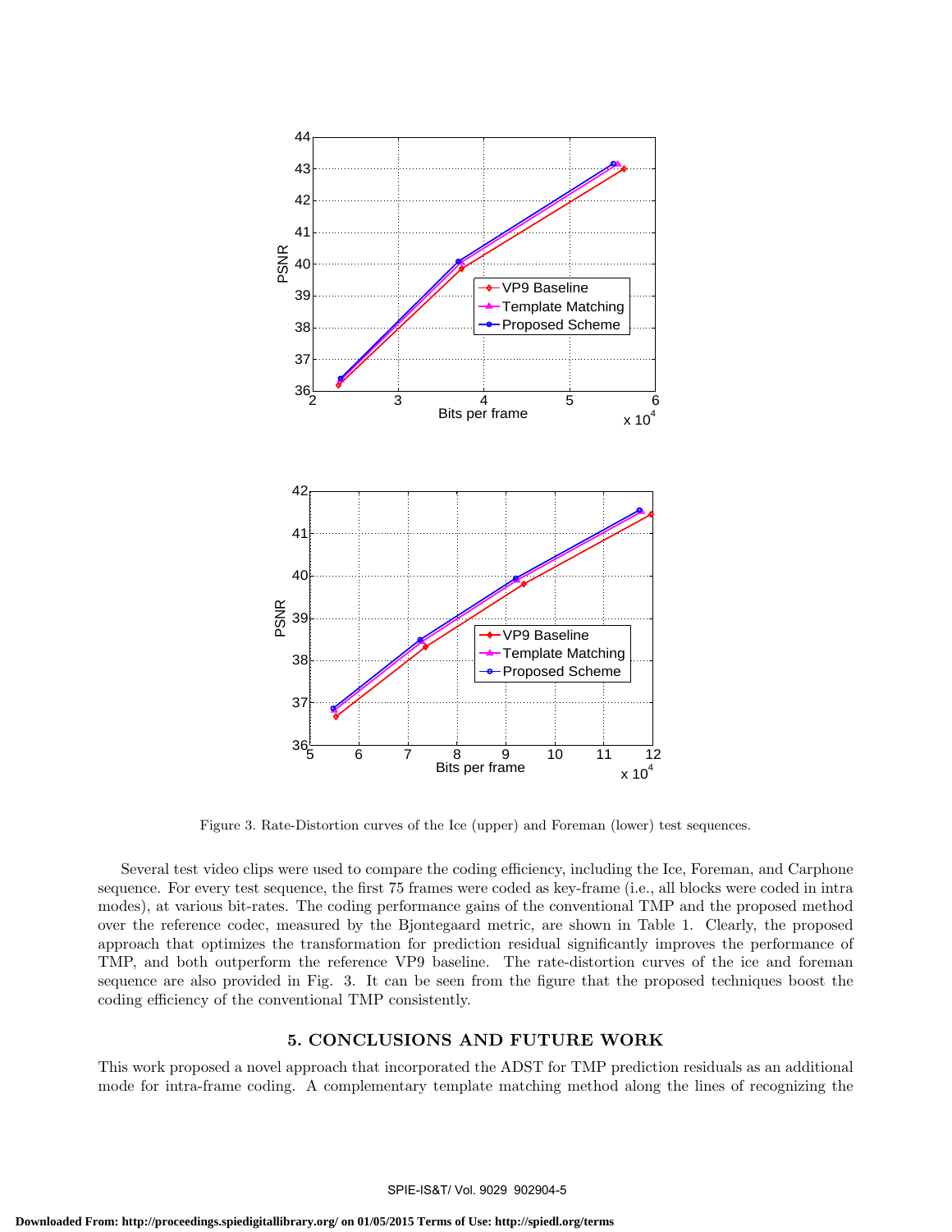Figure 3. Rate-Distortion curves of the Ice (upper) and Foreman (lower) test sequences.

Several test video clips were used to compare the coding efficiency, including the Ice, Foreman, and Carphone sequence. For every test sequence, the first 75 frames were coded as key-frame (i.e., all blocks were coded in intra modes), at various bit-rates. The coding performance gains of the conventional TMP and the proposed method over the reference codec, measured by the Bjontegaard metric, are shown in Table 1. Clearly, the proposed approach that optimizes the transformation for prediction residual significantly improves the performance of TMP, and both outperform the reference VP9 baseline. The rate-distortion curves of the ice and foreman sequence are also provided in Fig. 3. It can be seen from the figure that the proposed techniques boost the coding efficiency of the conventional TMP consistently.

## 5. CONCLUSIONS AND FUTURE WORK

This work proposed a novel approach that incorporated the ADST for TMP prediction residuals as an additional mode for intra-frame coding. A complementary template matching method along the lines of recognizing the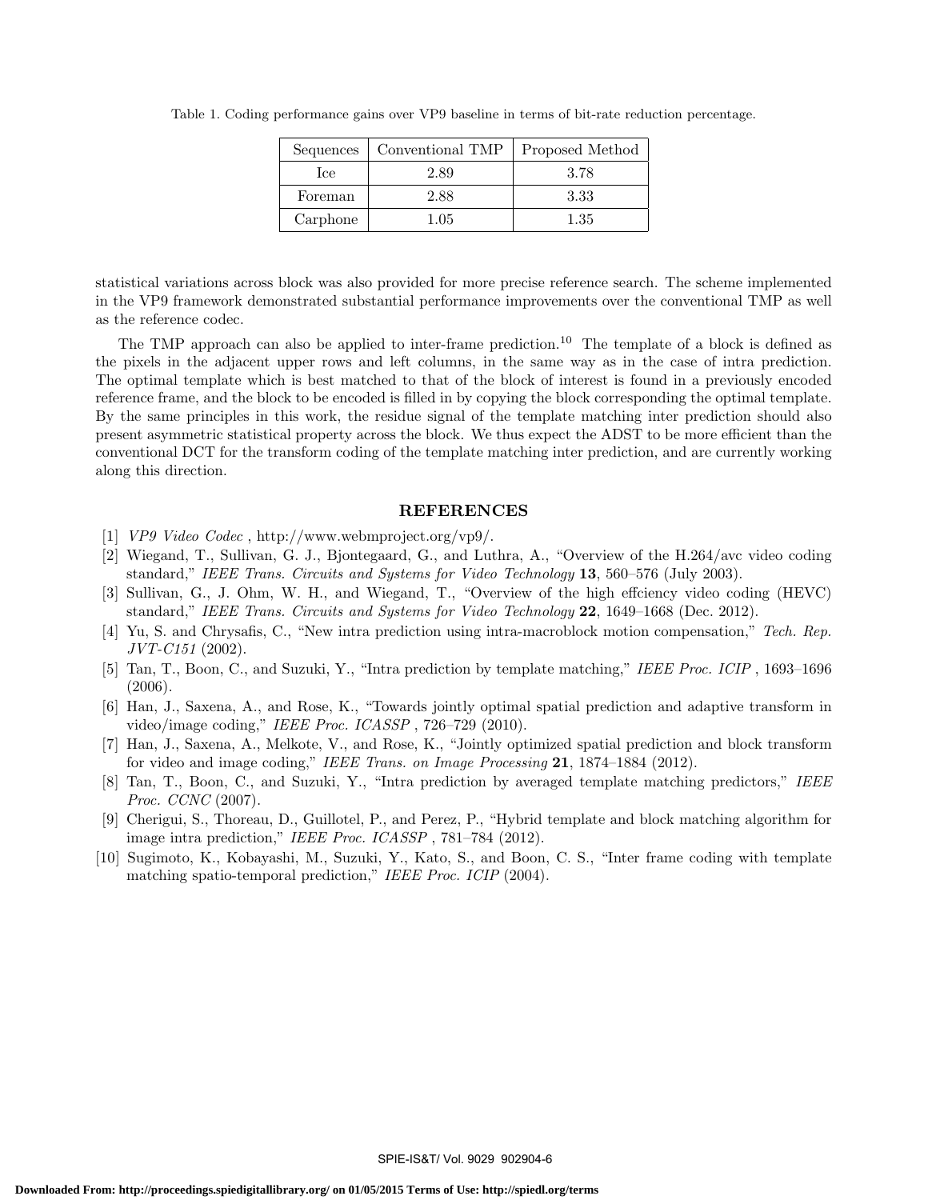Table 1. Coding performance gains over VP9 baseline in terms of bit-rate reduction percentage.

| Sequences | Conventional TMP | Proposed Method |
|---|---|---|
| Ice | 2.89 | 3.78 |
| Foreman | 2.88 | 3.33 |
| Carphone | 1.05 | 1.35 |

statistical variations across block was also provided for more precise reference search. The scheme implemented in the VP9 framework demonstrated substantial performance improvements over the conventional TMP as well as the reference codec.

The TMP approach can also be applied to inter-frame prediction.[10] The template of a block is defined as the pixels in the adjacent upper rows and left columns, in the same way as in the case of intra prediction. The optimal template which is best matched to that of the block of interest is found in a previously encoded reference frame, and the block to be encoded is filled in by copying the block corresponding the optimal template. By the same principles in this work, the residue signal of the template matching inter prediction should also present asymmetric statistical property across the block. We thus expect the ADST to be more efficient than the conventional DCT for the transform coding of the template matching inter prediction, and are currently working along this direction.

## REFERENCES

[1] *VP9 Video Codec* , http://www.webmproject.org/vp9/.

[2] Wiegand, T., Sullivan, G. J., Bjontegaard, G., and Luthra, A., "Overview of the H.264/avc video coding standard," *IEEE Trans. Circuits and Systems for Video Technology* **13**, 560–576 (July 2003).

[3] Sullivan, G., J. Ohm, W. H., and Wiegand, T., "Overview of the high effciency video coding (HEVC) standard," *IEEE Trans. Circuits and Systems for Video Technology* **22**, 1649–1668 (Dec. 2012).

[4] Yu, S. and Chrysafis, C., "New intra prediction using intra-macroblock motion compensation," *Tech. Rep. JVT-C151* (2002).

[5] Tan, T., Boon, C., and Suzuki, Y., "Intra prediction by template matching," *IEEE Proc. ICIP* , 1693–1696 (2006).

[6] Han, J., Saxena, A., and Rose, K., "Towards jointly optimal spatial prediction and adaptive transform in video/image coding," *IEEE Proc. ICASSP* , 726–729 (2010).

[7] Han, J., Saxena, A., Melkote, V., and Rose, K., "Jointly optimized spatial prediction and block transform for video and image coding," *IEEE Trans. on Image Processing* **21**, 1874–1884 (2012).

[8] Tan, T., Boon, C., and Suzuki, Y., "Intra prediction by averaged template matching predictors," *IEEE Proc. CCNC* (2007).

[9] Cherigui, S., Thoreau, D., Guillotel, P., and Perez, P., "Hybrid template and block matching algorithm for image intra prediction," *IEEE Proc. ICASSP* , 781–784 (2012).

[10] Sugimoto, K., Kobayashi, M., Suzuki, Y., Kato, S., and Boon, C. S., "Inter frame coding with template matching spatio-temporal prediction," *IEEE Proc. ICIP* (2004).